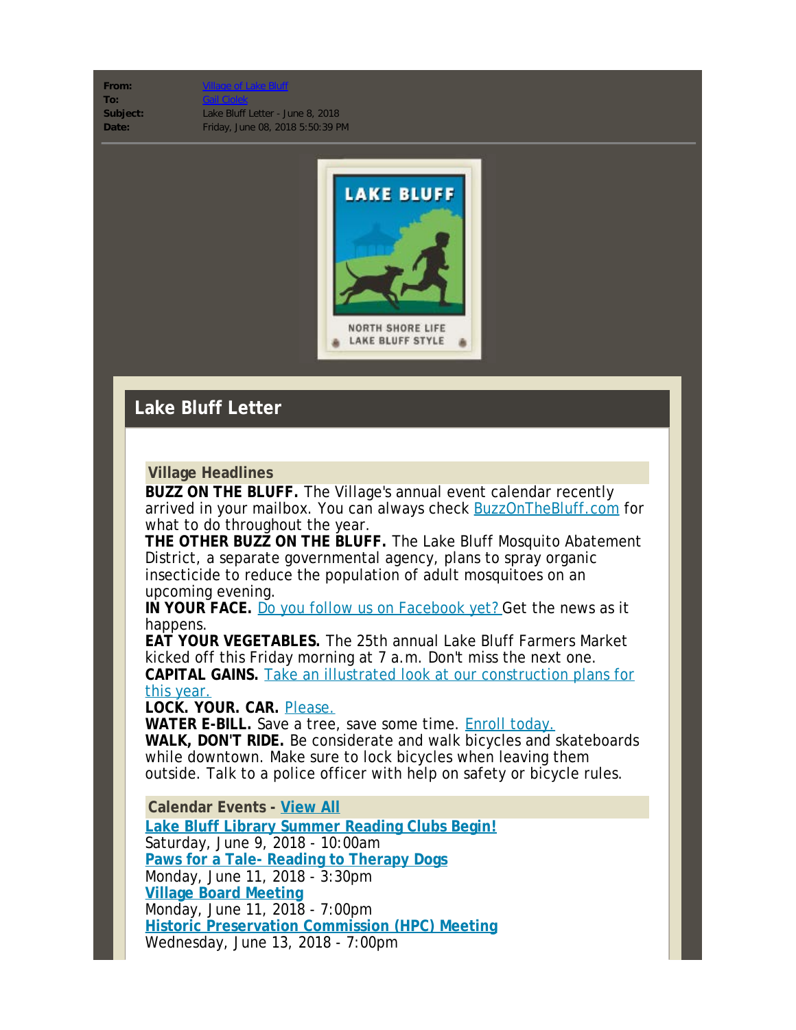**From:** Village of Lake Bluff
**To:** Gail Ciolek
**Subject:** Lake Bluff Letter - June 8, 2018
**Date:** Friday, June 08, 2018 5:50:39 PM

LAKE BLUFF

NORTH SHORE LIFE
LAKE BLUFF STYLE

# Lake Bluff Letter

## Village Headlines

**BUZZ ON THE BLUFF.** The Village's annual event calendar recently arrived in your mailbox. You can always check BuzzOnTheBluff.com for what to do throughout the year.

**THE OTHER BUZZ ON THE BLUFF.** The Lake Bluff Mosquito Abatement District, a separate governmental agency, plans to spray organic insecticide to reduce the population of adult mosquitoes on an upcoming evening.

**IN YOUR FACE.** Do you follow us on Facebook yet? Get the news as it happens.

**EAT YOUR VEGETABLES.** The 25th annual Lake Bluff Farmers Market kicked off this Friday morning at 7 a.m. Don't miss the next one.

**CAPITAL GAINS.** Take an illustrated look at our construction plans for this year.

**LOCK. YOUR. CAR.** Please.

**WATER E-BILL.** Save a tree, save some time. Enroll today.

**WALK, DON'T RIDE.** Be considerate and walk bicycles and skateboards while downtown. Make sure to lock bicycles when leaving them outside. Talk to a police officer with help on safety or bicycle rules.

## Calendar Events - View All

**Lake Bluff Library Summer Reading Clubs Begin!**
Saturday, June 9, 2018 - 10:00am

**Paws for a Tale- Reading to Therapy Dogs**
Monday, June 11, 2018 - 3:30pm

**Village Board Meeting**
Monday, June 11, 2018 - 7:00pm

**Historic Preservation Commission (HPC) Meeting**
Wednesday, June 13, 2018 - 7:00pm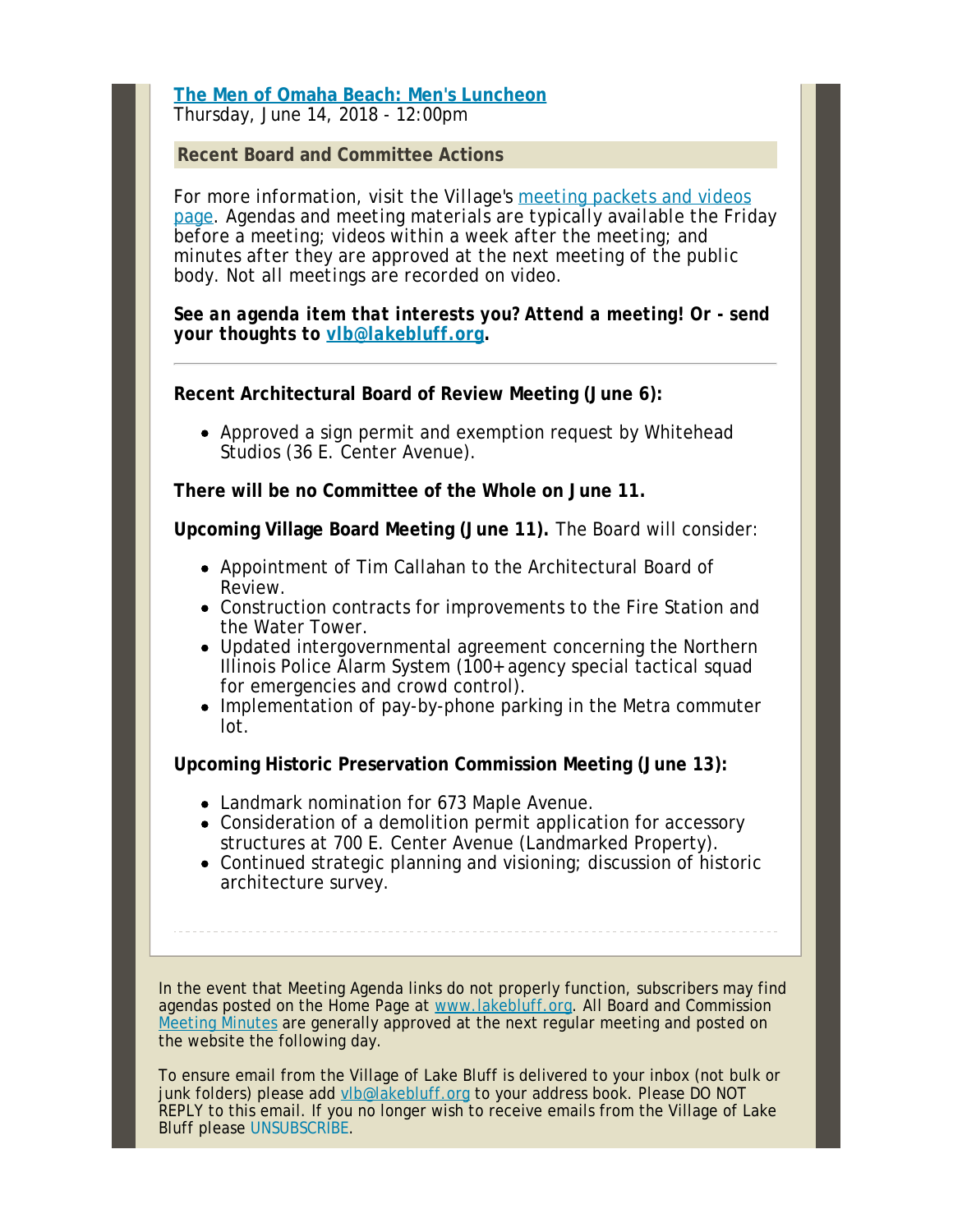**[The Men of Omaha Beach: Men's Luncheon](#)**
Thursday, June 14, 2018 - 12:00pm

## Recent Board and Committee Actions

For more information, visit the Village's [meeting packets and videos page](#). Agendas and meeting materials are typically available the Friday before a meeting; videos within a week after the meeting; and minutes after they are approved at the next meeting of the public body. Not all meetings are recorded on video.

***See an agenda item that interests you? Attend a meeting! Or - send your thoughts to [vlb@lakebluff.org](mailto:vlb@lakebluff.org).***

---

**Recent Architectural Board of Review Meeting (June 6):**

- Approved a sign permit and exemption request by Whitehead Studios (36 E. Center Avenue).

**There will be no Committee of the Whole on June 11.**

**Upcoming Village Board Meeting (June 11).** The Board will consider:

- Appointment of Tim Callahan to the Architectural Board of Review.
- Construction contracts for improvements to the Fire Station and the Water Tower.
- Updated intergovernmental agreement concerning the Northern Illinois Police Alarm System (100+ agency special tactical squad for emergencies and crowd control).
- Implementation of pay-by-phone parking in the Metra commuter lot.

**Upcoming Historic Preservation Commission Meeting (June 13):**

- Landmark nomination for 673 Maple Avenue.
- Consideration of a demolition permit application for accessory structures at 700 E. Center Avenue (Landmarked Property).
- Continued strategic planning and visioning; discussion of historic architecture survey.

---

In the event that Meeting Agenda links do not properly function, subscribers may find agendas posted on the Home Page at [www.lakebluff.org](http://www.lakebluff.org). All Board and Commission [Meeting Minutes](#) are generally approved at the next regular meeting and posted on the website the following day.

To ensure email from the Village of Lake Bluff is delivered to your inbox (not bulk or junk folders) please add [vlb@lakebluff.org](mailto:vlb@lakebluff.org) to your address book. Please DO NOT REPLY to this email. If you no longer wish to receive emails from the Village of Lake Bluff please [UNSUBSCRIBE](#).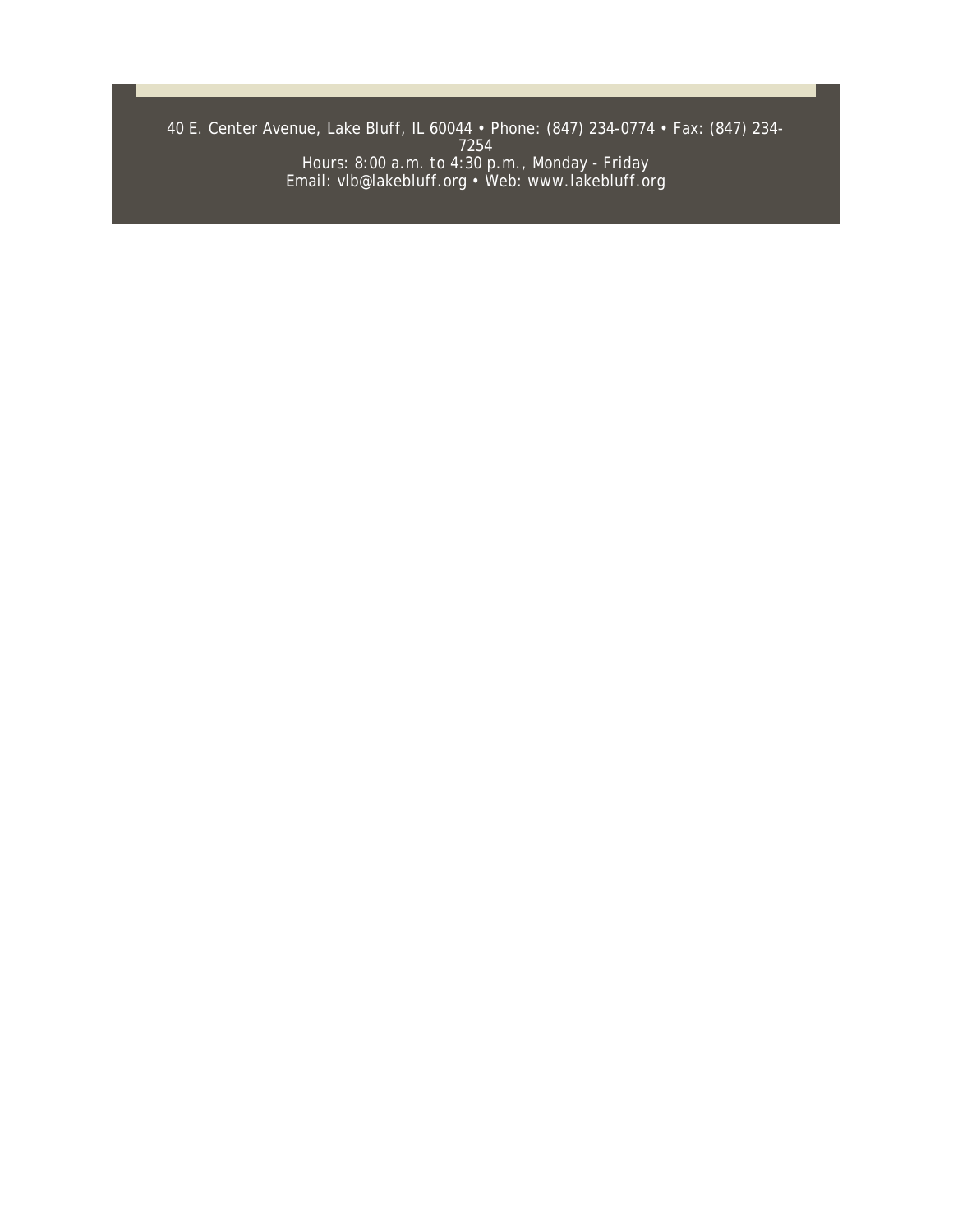40 E. Center Avenue, Lake Bluff, IL 60044 • Phone: (847) 234-0774 • Fax: (847) 234-7254

Hours: 8:00 a.m. to 4:30 p.m., Monday - Friday

Email: vlb@lakebluff.org • Web: www.lakebluff.org